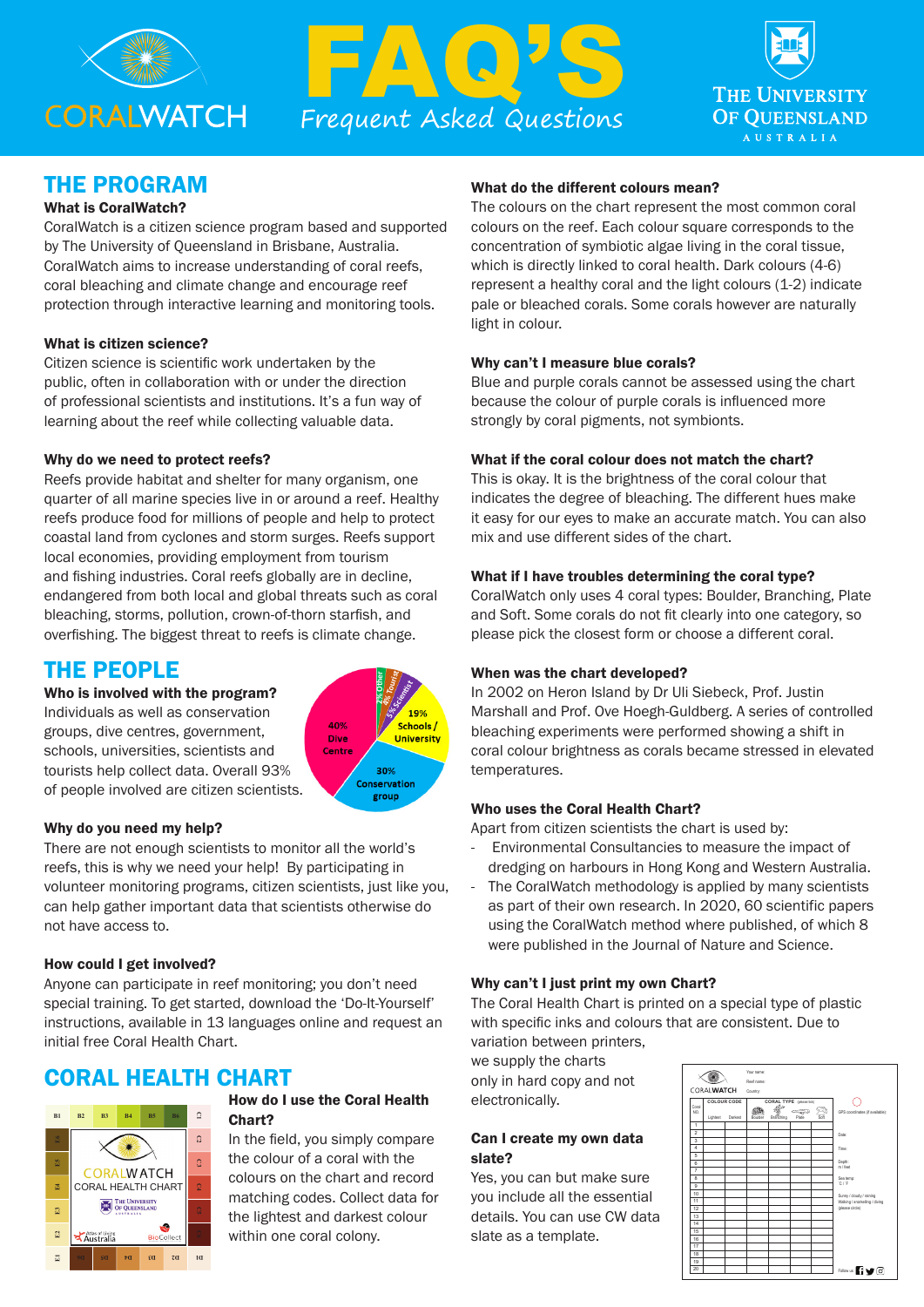# FAQ'S

*Frequent Asked Questions*

## THE PROGRAM

### What is CoralWatch?

CoralWatch is a citizen science program based and supported by The University of Queensland in Brisbane, Australia. CoralWatch aims to increase understanding of coral reefs, coral bleaching and climate change and encourage reef protection through interactive learning and monitoring tools.

### What is citizen science?

Citizen science is scientific work undertaken by the public, often in collaboration with or under the direction of professional scientists and institutions. It's a fun way of learning about the reef while collecting valuable data.

### Why do we need to protect reefs?

Reefs provide habitat and shelter for many organism, one quarter of all marine species live in or around a reef. Healthy reefs produce food for millions of people and help to protect coastal land from cyclones and storm surges. Reefs support local economies, providing employment from tourism and fishing industries. Coral reefs globally are in decline, endangered from both local and global threats such as coral bleaching, storms, pollution, crown-of-thorn starfish, and overfishing. The biggest threat to reefs is climate change.

## THE PEOPLE

### Who is involved with the program?

Individuals as well as conservation groups, dive centres, government, schools, universities, scientists and tourists help collect data. Overall 93% of people involved are citizen scientists.

40% Dive Centre; 30% Conservation group; 19% Schools / University; 5% Scientist; 4% Tourist; 2% Other

### Why do you need my help?

There are not enough scientists to monitor all the world's reefs, this is why we need your help! By participating in volunteer monitoring programs, citizen scientists, just like you, can help gather important data that scientists otherwise do not have access to.

### How could I get involved?

Anyone can participate in reef monitoring; you don't need special training. To get started, download the 'Do-It-Yourself' instructions, available in 13 languages online and request an initial free Coral Health Chart.

## CORAL HEALTH CHART

### How do I use the Coral Health Chart?

In the field, you simply compare the colour of a coral with the colours on the chart and record matching codes. Collect data for the lightest and darkest colour within one coral colony.

### What do the different colours mean?

The colours on the chart represent the most common coral colours on the reef. Each colour square corresponds to the concentration of symbiotic algae living in the coral tissue, which is directly linked to coral health. Dark colours (4-6) represent a healthy coral and the light colours (1-2) indicate pale or bleached corals. Some corals however are naturally light in colour.

### Why can't I measure blue corals?

Blue and purple corals cannot be assessed using the chart because the colour of purple corals is influenced more strongly by coral pigments, not symbionts.

### What if the coral colour does not match the chart?

This is okay. It is the brightness of the coral colour that indicates the degree of bleaching. The different hues make it easy for our eyes to make an accurate match. You can also mix and use different sides of the chart.

### What if I have troubles determining the coral type?

CoralWatch only uses 4 coral types: Boulder, Branching, Plate and Soft. Some corals do not fit clearly into one category, so please pick the closest form or choose a different coral.

### When was the chart developed?

In 2002 on Heron Island by Dr Uli Siebeck, Prof. Justin Marshall and Prof. Ove Hoegh-Guldberg. A series of controlled bleaching experiments were performed showing a shift in coral colour brightness as corals became stressed in elevated temperatures.

### Who uses the Coral Health Chart?

Apart from citizen scientists the chart is used by:

- Environmental Consultancies to measure the impact of dredging on harbours in Hong Kong and Western Australia.
- The CoralWatch methodology is applied by many scientists as part of their own research. In 2020, 60 scientific papers using the CoralWatch method where published, of which 8 were published in the Journal of Nature and Science.

### Why can't I just print my own Chart?

The Coral Health Chart is printed on a special type of plastic with specific inks and colours that are consistent. Due to variation between printers, we supply the charts only in hard copy and not electronically.

### Can I create my own data slate?

Yes, you can but make sure you include all the essential details. You can use CW data slate as a template.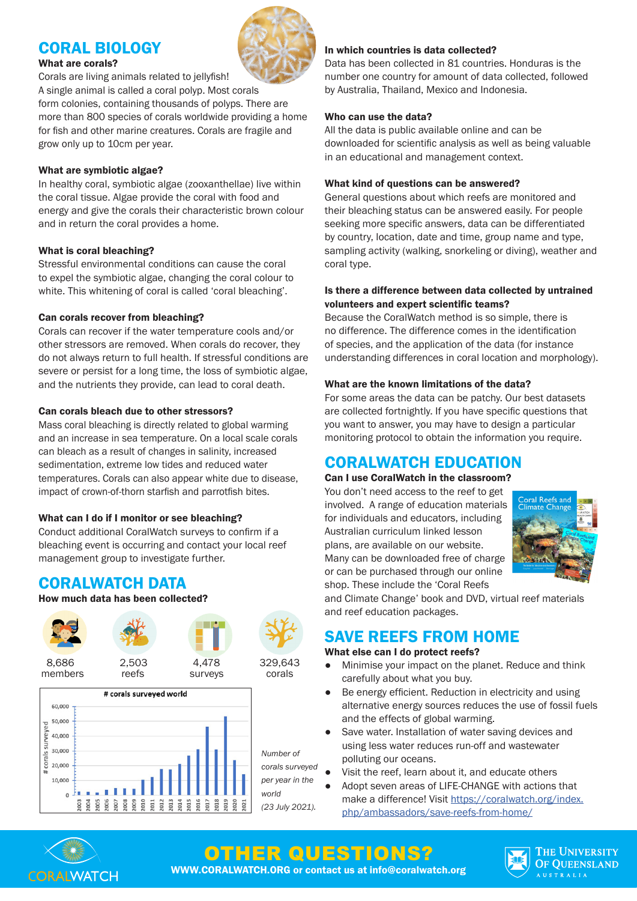# CORAL BIOLOGY

### What are corals?

Corals are living animals related to jellyfish! A single animal is called a coral polyp. Most corals form colonies, containing thousands of polyps. There are more than 800 species of corals worldwide providing a home for fish and other marine creatures. Corals are fragile and grow only up to 10cm per year.

### What are symbiotic algae?

In healthy coral, symbiotic algae (zooxanthellae) live within the coral tissue. Algae provide the coral with food and energy and give the corals their characteristic brown colour and in return the coral provides a home.

### What is coral bleaching?

Stressful environmental conditions can cause the coral to expel the symbiotic algae, changing the coral colour to white. This whitening of coral is called 'coral bleaching'.

### Can corals recover from bleaching?

Corals can recover if the water temperature cools and/or other stressors are removed. When corals do recover, they do not always return to full health. If stressful conditions are severe or persist for a long time, the loss of symbiotic algae, and the nutrients they provide, can lead to coral death.

### Can corals bleach due to other stressors?

Mass coral bleaching is directly related to global warming and an increase in sea temperature. On a local scale corals can bleach as a result of changes in salinity, increased sedimentation, extreme low tides and reduced water temperatures. Corals can also appear white due to disease, impact of crown-of-thorn starfish and parrotfish bites.

### What can I do if I monitor or see bleaching?

Conduct additional CoralWatch surveys to confirm if a bleaching event is occurring and contact your local reef management group to investigate further.

# CORALWATCH DATA

### How much data has been collected?

8,686 members

2,503 reefs

4,478 surveys

329,643 corals

\# corals surveyed world

\# corals surveyed

60,000
50,000
40,000
30,000
20,000
10,000
0

2003 2004 2005 2006 2007 2008 2009 2010 2011 2012 2013 2014 2015 2016 2017 2018 2019 2020 2021

*Number of corals surveyed per year in the world (23 July 2021).*

### In which countries is data collected?

Data has been collected in 81 countries. Honduras is the number one country for amount of data collected, followed by Australia, Thailand, Mexico and Indonesia.

### Who can use the data?

All the data is public available online and can be downloaded for scientific analysis as well as being valuable in an educational and management context.

### What kind of questions can be answered?

General questions about which reefs are monitored and their bleaching status can be answered easily. For people seeking more specific answers, data can be differentiated by country, location, date and time, group name and type, sampling activity (walking, snorkeling or diving), weather and coral type.

### Is there a difference between data collected by untrained volunteers and expert scientific teams?

Because the CoralWatch method is so simple, there is no difference. The difference comes in the identification of species, and the application of the data (for instance understanding differences in coral location and morphology).

### What are the known limitations of the data?

For some areas the data can be patchy. Our best datasets are collected fortnightly. If you have specific questions that you want to answer, you may have to design a particular monitoring protocol to obtain the information you require.

# CORALWATCH EDUCATION

### Can I use CoralWatch in the classroom?

You don't need access to the reef to get involved. A range of education materials for individuals and educators, including Australian curriculum linked lesson plans, are available on our website. Many can be downloaded free of charge or can be purchased through our online shop. These include the 'Coral Reefs and Climate Change' book and DVD, virtual reef materials and reef education packages.

# SAVE REEFS FROM HOME

### What else can I do protect reefs?

- Minimise your impact on the planet. Reduce and think carefully about what you buy.
- Be energy efficient. Reduction in electricity and using alternative energy sources reduces the use of fossil fuels and the effects of global warming.
- Save water. Installation of water saving devices and using less water reduces run-off and wastewater polluting our oceans.
- Visit the reef, learn about it, and educate others
- Adopt seven areas of LIFE-CHANGE with actions that make a difference! Visit https://coralwatch.org/index.php/ambassadors/save-reefs-from-home/

# OTHER QUESTIONS?

**WWW.CORALWATCH.ORG or contact us at info@coralwatch.org**

CORALWATCH

The University of Queensland Australia